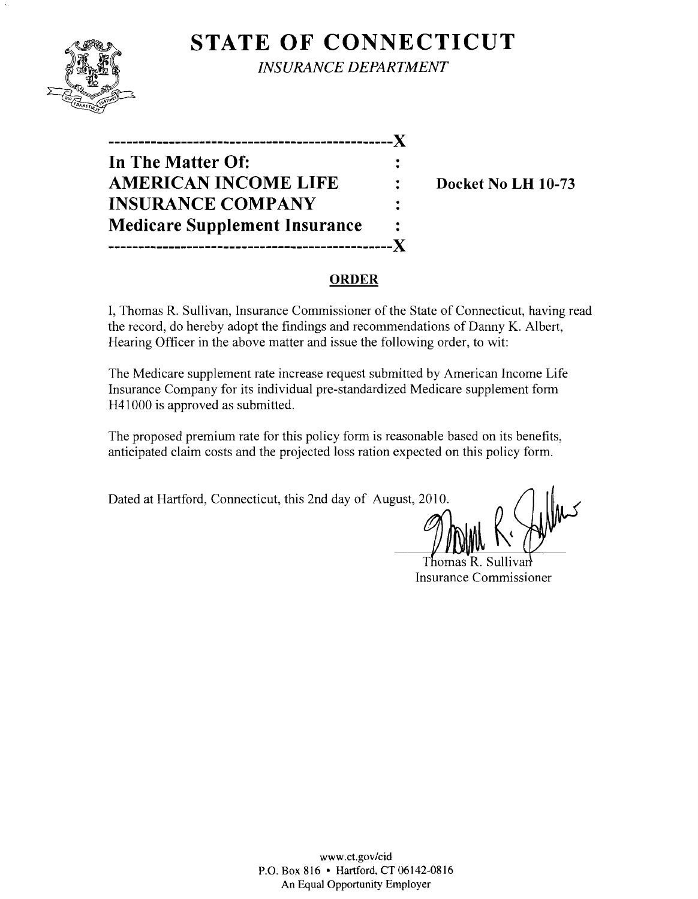# STATE OF CONNECTICUT

*INSURANCE DEPARTMENT*

---------------------------------------------X

| | | |
|---|---|---|
| **In The Matter Of:** | : | |
| **AMERICAN INCOME LIFE** | : | **Docket No LH 10-73** |
| **INSURANCE COMPANY** | : | |
| **Medicare Supplement Insurance** | : | |

---------------------------------------------X

## ORDER

I, Thomas R. Sullivan, Insurance Commissioner of the State of Connecticut, having read the record, do hereby adopt the findings and recommendations of Danny K. Albert, Hearing Officer in the above matter and issue the following order, to wit:

The Medicare supplement rate increase request submitted by American Income Life Insurance Company for its individual pre-standardized Medicare supplement form H41000 is approved as submitted.

The proposed premium rate for this policy form is reasonable based on its benefits, anticipated claim costs and the projected loss ration expected on this policy form.

Dated at Hartford, Connecticut, this 2nd day of August, 2010.

Thomas R. Sullivan
Insurance Commissioner

www.ct.gov/cid
P.O. Box 816 • Hartford, CT 06142-0816
An Equal Opportunity Employer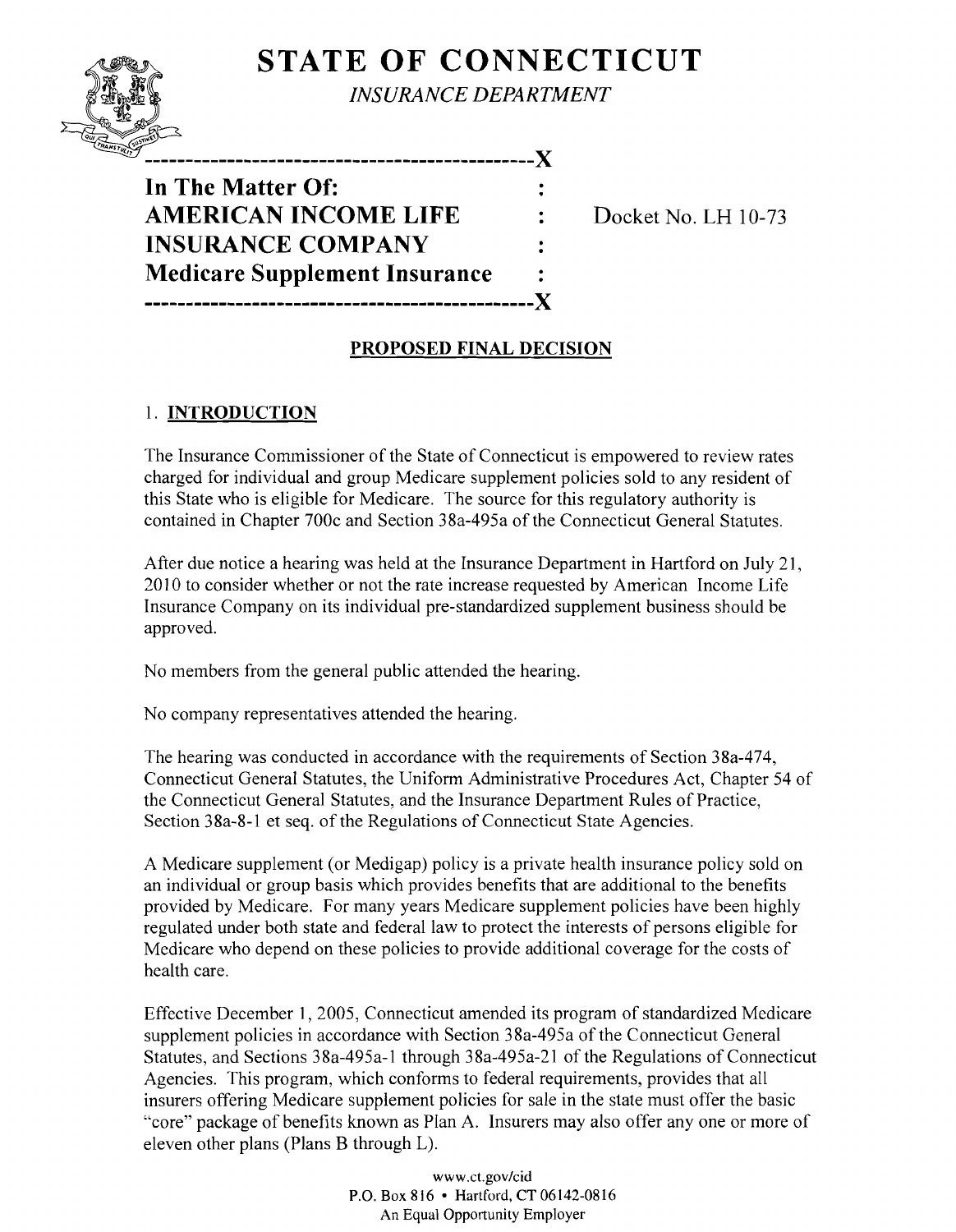# STATE OF CONNECTICUT

*INSURANCE DEPARTMENT*

| | | |
|---|---|---|
| **In The Matter Of:** | : | |
| **AMERICAN INCOME LIFE** | : | Docket No. LH 10-73 |
| **INSURANCE COMPANY** | : | |
| **Medicare Supplement Insurance** | : | |

## PROPOSED FINAL DECISION

### 1. INTRODUCTION

The Insurance Commissioner of the State of Connecticut is empowered to review rates charged for individual and group Medicare supplement policies sold to any resident of this State who is eligible for Medicare. The source for this regulatory authority is contained in Chapter 700c and Section 38a-495a of the Connecticut General Statutes.

After due notice a hearing was held at the Insurance Department in Hartford on July 21, 2010 to consider whether or not the rate increase requested by American Income Life Insurance Company on its individual pre-standardized supplement business should be approved.

No members from the general public attended the hearing.

No company representatives attended the hearing.

The hearing was conducted in accordance with the requirements of Section 38a-474, Connecticut General Statutes, the Uniform Administrative Procedures Act, Chapter 54 of the Connecticut General Statutes, and the Insurance Department Rules of Practice, Section 38a-8-1 et seq. of the Regulations of Connecticut State Agencies.

A Medicare supplement (or Medigap) policy is a private health insurance policy sold on an individual or group basis which provides benefits that are additional to the benefits provided by Medicare. For many years Medicare supplement policies have been highly regulated under both state and federal law to protect the interests of persons eligible for Medicare who depend on these policies to provide additional coverage for the costs of health care.

Effective December 1, 2005, Connecticut amended its program of standardized Medicare supplement policies in accordance with Section 38a-495a of the Connecticut General Statutes, and Sections 38a-495a-1 through 38a-495a-21 of the Regulations of Connecticut Agencies. This program, which conforms to federal requirements, provides that all insurers offering Medicare supplement policies for sale in the state must offer the basic "core" package of benefits known as Plan A. Insurers may also offer any one or more of eleven other plans (Plans B through L).

www.ct.gov/cid
P.O. Box 816 • Hartford, CT 06142-0816
An Equal Opportunity Employer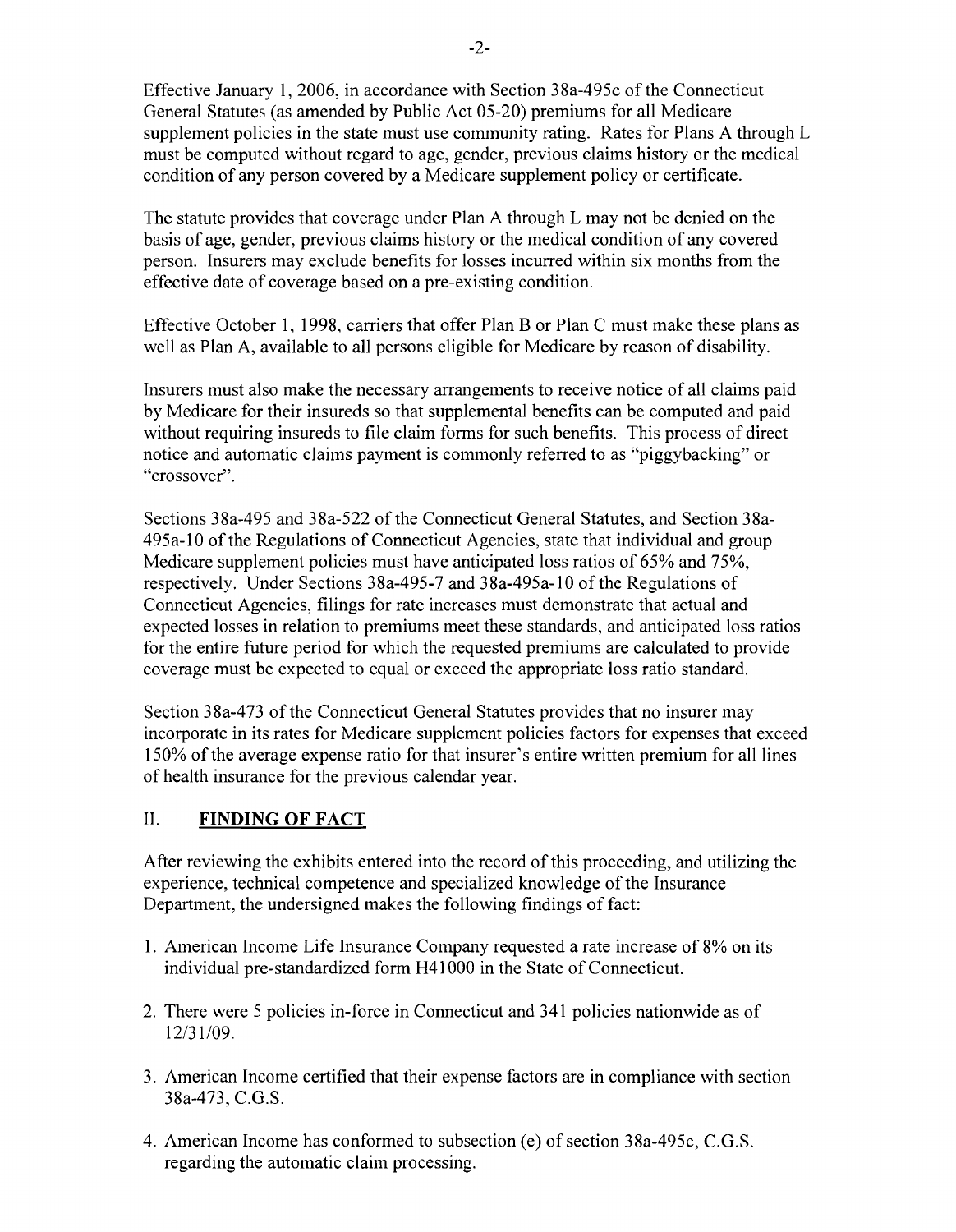Effective January 1, 2006, in accordance with Section 38a-495c of the Connecticut General Statutes (as amended by Public Act 05-20) premiums for all Medicare supplement policies in the state must use community rating. Rates for Plans A through L must be computed without regard to age, gender, previous claims history or the medical condition of any person covered by a Medicare supplement policy or certificate.

The statute provides that coverage under Plan A through L may not be denied on the basis of age, gender, previous claims history or the medical condition of any covered person. Insurers may exclude benefits for losses incurred within six months from the effective date of coverage based on a pre-existing condition.

Effective October 1, 1998, carriers that offer Plan B or Plan C must make these plans as well as Plan A, available to all persons eligible for Medicare by reason of disability.

Insurers must also make the necessary arrangements to receive notice of all claims paid by Medicare for their insureds so that supplemental benefits can be computed and paid without requiring insureds to file claim forms for such benefits. This process of direct notice and automatic claims payment is commonly referred to as "piggybacking" or "crossover".

Sections 38a-495 and 38a-522 of the Connecticut General Statutes, and Section 38a-495a-10 of the Regulations of Connecticut Agencies, state that individual and group Medicare supplement policies must have anticipated loss ratios of 65% and 75%, respectively. Under Sections 38a-495-7 and 38a-495a-10 of the Regulations of Connecticut Agencies, filings for rate increases must demonstrate that actual and expected losses in relation to premiums meet these standards, and anticipated loss ratios for the entire future period for which the requested premiums are calculated to provide coverage must be expected to equal or exceed the appropriate loss ratio standard.

Section 38a-473 of the Connecticut General Statutes provides that no insurer may incorporate in its rates for Medicare supplement policies factors for expenses that exceed 150% of the average expense ratio for that insurer's entire written premium for all lines of health insurance for the previous calendar year.

## II. **FINDING OF FACT**

After reviewing the exhibits entered into the record of this proceeding, and utilizing the experience, technical competence and specialized knowledge of the Insurance Department, the undersigned makes the following findings of fact:

1. American Income Life Insurance Company requested a rate increase of 8% on its individual pre-standardized form H41000 in the State of Connecticut.
2. There were 5 policies in-force in Connecticut and 341 policies nationwide as of 12/31/09.
3. American Income certified that their expense factors are in compliance with section 38a-473, C.G.S.
4. American Income has conformed to subsection (e) of section 38a-495c, C.G.S. regarding the automatic claim processing.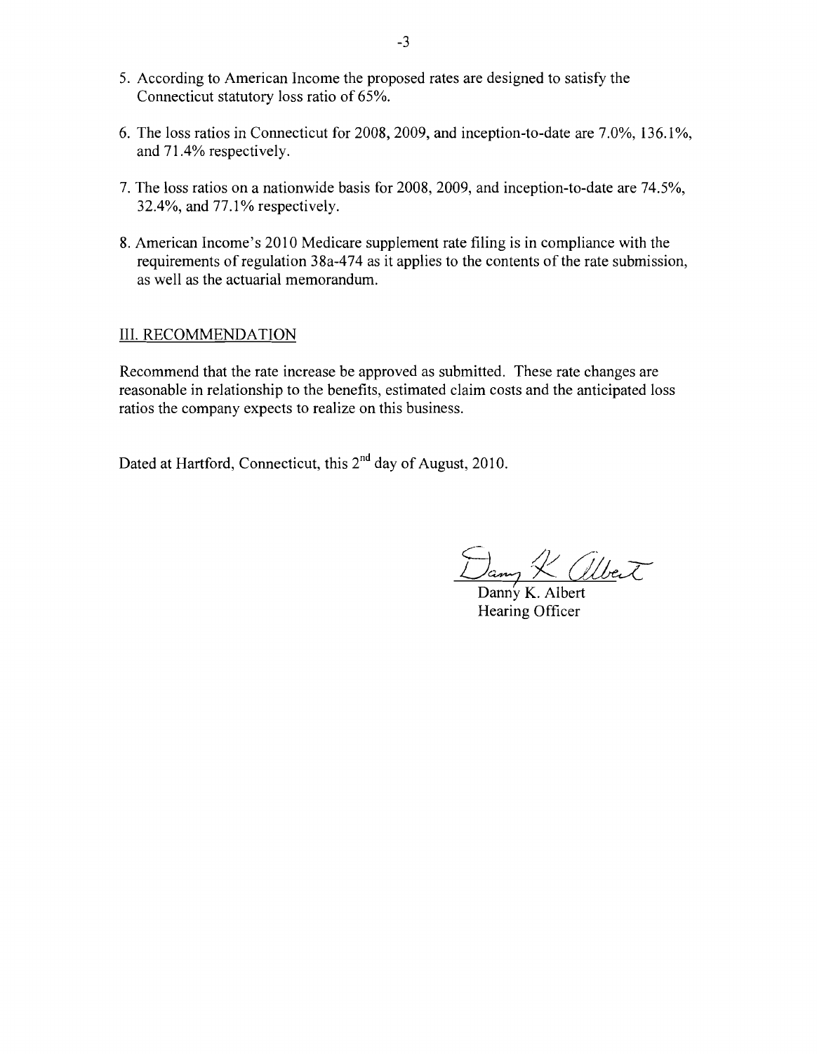5. According to American Income the proposed rates are designed to satisfy the Connecticut statutory loss ratio of 65%.

6. The loss ratios in Connecticut for 2008, 2009, and inception-to-date are 7.0%, 136.1%, and 71.4% respectively.

7. The loss ratios on a nationwide basis for 2008, 2009, and inception-to-date are 74.5%, 32.4%, and 77.1% respectively.

8. American Income's 2010 Medicare supplement rate filing is in compliance with the requirements of regulation 38a-474 as it applies to the contents of the rate submission, as well as the actuarial memorandum.

## III. RECOMMENDATION

Recommend that the rate increase be approved as submitted. These rate changes are reasonable in relationship to the benefits, estimated claim costs and the anticipated loss ratios the company expects to realize on this business.

Dated at Hartford, Connecticut, this 2nd day of August, 2010.

Danny K. Albert
Hearing Officer